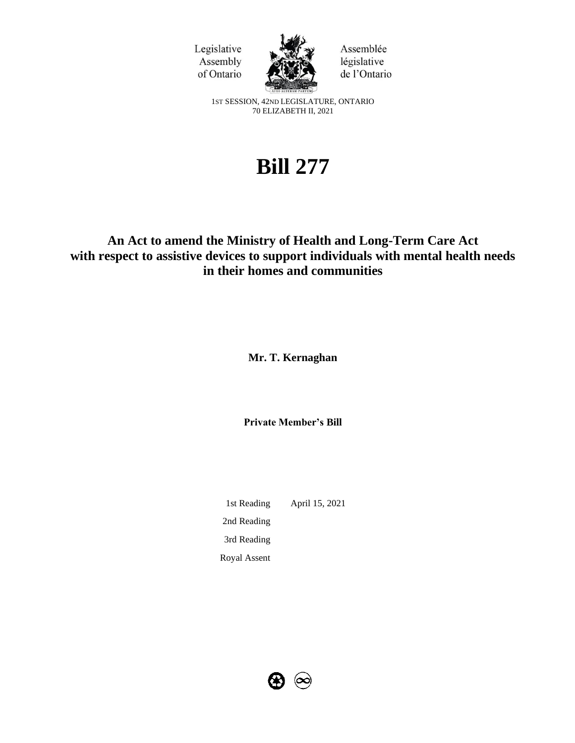Legislative Assembly of Ontario

Assemblée législative de l'Ontario

1ST SESSION, 42ND LEGISLATURE, ONTARIO
70 ELIZABETH II, 2021

# Bill 277

## An Act to amend the Ministry of Health and Long-Term Care Act with respect to assistive devices to support individuals with mental health needs in their homes and communities

**Mr. T. Kernaghan**

**Private Member's Bill**

| | |
|---|---|
| 1st Reading | April 15, 2021 |
| 2nd Reading | |
| 3rd Reading | |
| Royal Assent | |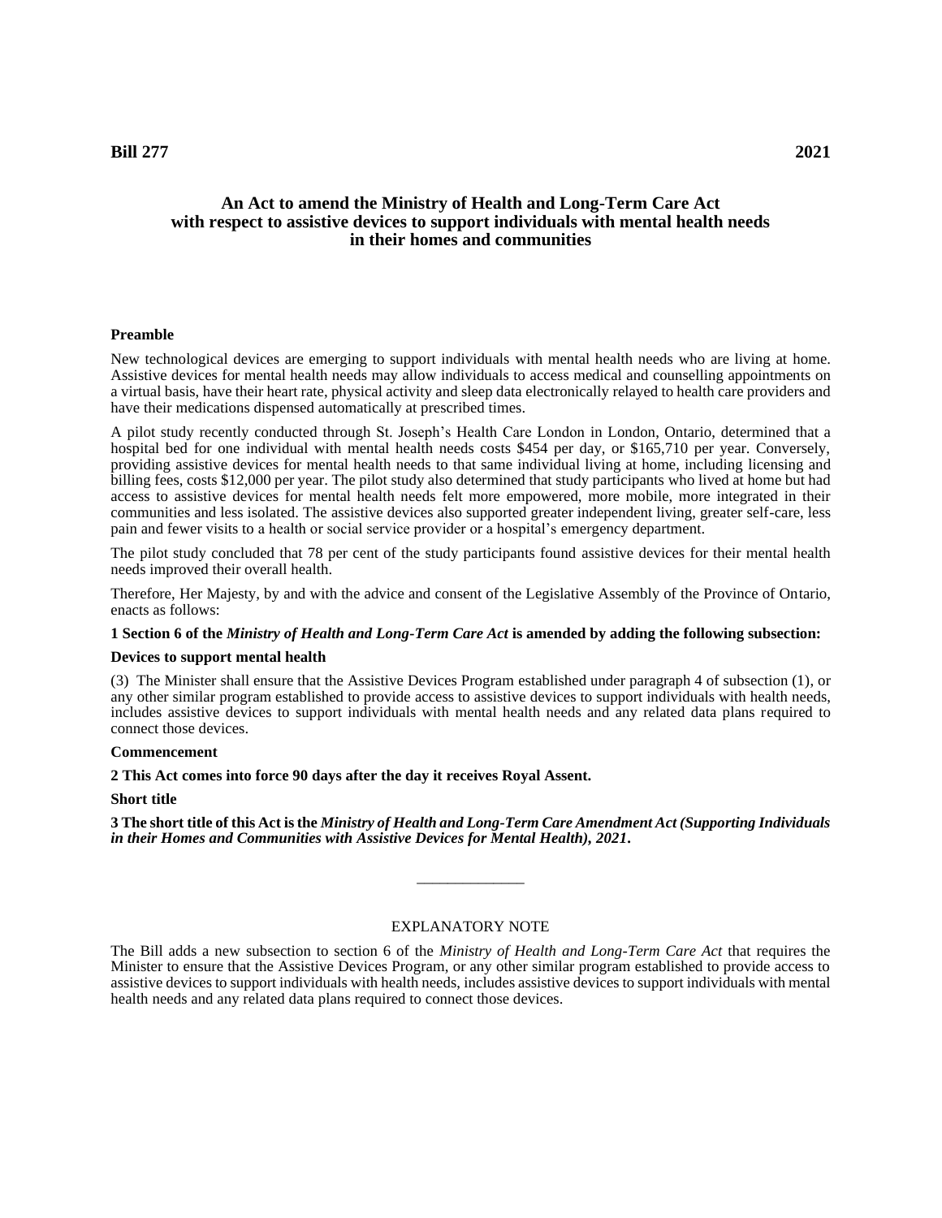**Bill 277 2021**

## An Act to amend the Ministry of Health and Long-Term Care Act with respect to assistive devices to support individuals with mental health needs in their homes and communities

### Preamble

New technological devices are emerging to support individuals with mental health needs who are living at home. Assistive devices for mental health needs may allow individuals to access medical and counselling appointments on a virtual basis, have their heart rate, physical activity and sleep data electronically relayed to health care providers and have their medications dispensed automatically at prescribed times.

A pilot study recently conducted through St. Joseph's Health Care London in London, Ontario, determined that a hospital bed for one individual with mental health needs costs $454 per day, or $165,710 per year. Conversely, providing assistive devices for mental health needs to that same individual living at home, including licensing and billing fees, costs $12,000 per year. The pilot study also determined that study participants who lived at home but had access to assistive devices for mental health needs felt more empowered, more mobile, more integrated in their communities and less isolated. The assistive devices also supported greater independent living, greater self-care, less pain and fewer visits to a health or social service provider or a hospital's emergency department.

The pilot study concluded that 78 per cent of the study participants found assistive devices for their mental health needs improved their overall health.

Therefore, Her Majesty, by and with the advice and consent of the Legislative Assembly of the Province of Ontario, enacts as follows:

**1 Section 6 of the *Ministry of Health and Long-Term Care Act* is amended by adding the following subsection:**

**Devices to support mental health**

(3) The Minister shall ensure that the Assistive Devices Program established under paragraph 4 of subsection (1), or any other similar program established to provide access to assistive devices to support individuals with health needs, includes assistive devices to support individuals with mental health needs and any related data plans required to connect those devices.

**Commencement**

**2 This Act comes into force 90 days after the day it receives Royal Assent.**

**Short title**

**3 The short title of this Act is the *Ministry of Health and Long-Term Care Amendment Act (Supporting Individuals in their Homes and Communities with Assistive Devices for Mental Health), 2021*.**

---

EXPLANATORY NOTE

The Bill adds a new subsection to section 6 of the *Ministry of Health and Long-Term Care Act* that requires the Minister to ensure that the Assistive Devices Program, or any other similar program established to provide access to assistive devices to support individuals with health needs, includes assistive devices to support individuals with mental health needs and any related data plans required to connect those devices.